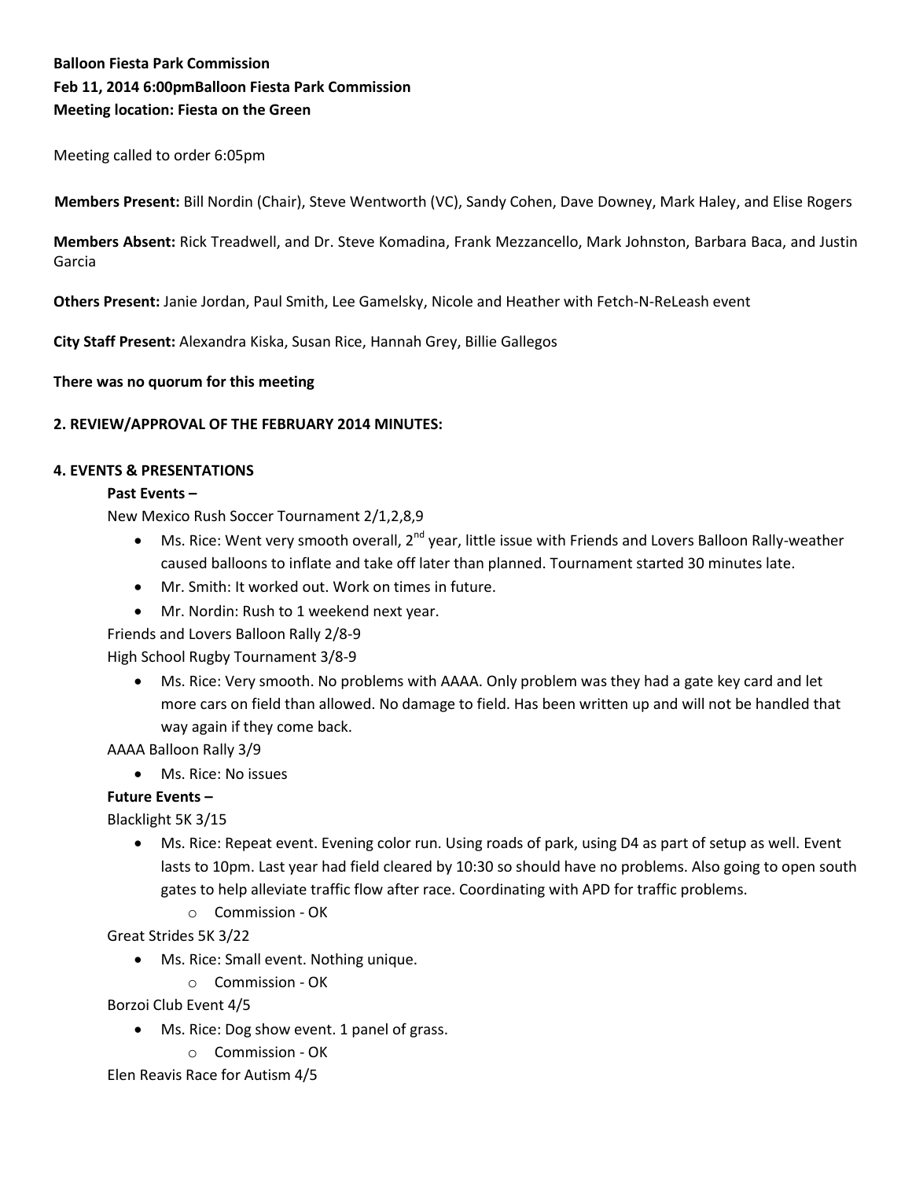**Balloon Fiesta Park Commission**
**Feb 11, 2014 6:00pmBalloon Fiesta Park Commission**
**Meeting location: Fiesta on the Green**

Meeting called to order 6:05pm

**Members Present:** Bill Nordin (Chair), Steve Wentworth (VC), Sandy Cohen, Dave Downey, Mark Haley, and Elise Rogers

**Members Absent:** Rick Treadwell, and Dr. Steve Komadina, Frank Mezzancello, Mark Johnston, Barbara Baca, and Justin Garcia

**Others Present:** Janie Jordan, Paul Smith, Lee Gamelsky, Nicole and Heather with Fetch-N-ReLeash event

**City Staff Present:** Alexandra Kiska, Susan Rice, Hannah Grey, Billie Gallegos

**There was no quorum for this meeting**

**2. REVIEW/APPROVAL OF THE FEBRUARY 2014 MINUTES:**

**4. EVENTS & PRESENTATIONS**

**Past Events –**

New Mexico Rush Soccer Tournament 2/1,2,8,9

- Ms. Rice: Went very smooth overall, 2nd year, little issue with Friends and Lovers Balloon Rally-weather caused balloons to inflate and take off later than planned. Tournament started 30 minutes late.
- Mr. Smith: It worked out. Work on times in future.
- Mr. Nordin: Rush to 1 weekend next year.

Friends and Lovers Balloon Rally 2/8-9

High School Rugby Tournament 3/8-9

- Ms. Rice: Very smooth. No problems with AAAA. Only problem was they had a gate key card and let more cars on field than allowed. No damage to field. Has been written up and will not be handled that way again if they come back.

AAAA Balloon Rally 3/9

- Ms. Rice: No issues

**Future Events –**

Blacklight 5K 3/15

- Ms. Rice: Repeat event. Evening color run. Using roads of park, using D4 as part of setup as well. Event lasts to 10pm. Last year had field cleared by 10:30 so should have no problems. Also going to open south gates to help alleviate traffic flow after race. Coordinating with APD for traffic problems.
  - Commission - OK

Great Strides 5K 3/22

- Ms. Rice: Small event. Nothing unique.
  - Commission - OK

Borzoi Club Event 4/5

- Ms. Rice: Dog show event. 1 panel of grass.
  - Commission - OK

Elen Reavis Race for Autism 4/5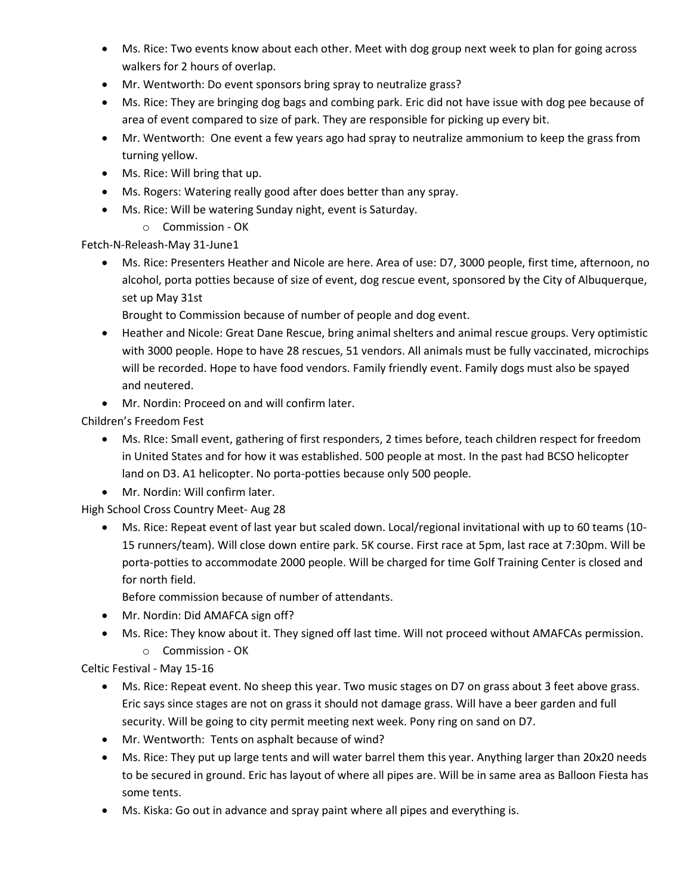- Ms. Rice: Two events know about each other. Meet with dog group next week to plan for going across walkers for 2 hours of overlap.
- Mr. Wentworth: Do event sponsors bring spray to neutralize grass?
- Ms. Rice: They are bringing dog bags and combing park. Eric did not have issue with dog pee because of area of event compared to size of park. They are responsible for picking up every bit.
- Mr. Wentworth: One event a few years ago had spray to neutralize ammonium to keep the grass from turning yellow.
- Ms. Rice: Will bring that up.
- Ms. Rogers: Watering really good after does better than any spray.
- Ms. Rice: Will be watering Sunday night, event is Saturday.
    - Commission - OK

Fetch-N-Releash-May 31-June1

- Ms. Rice: Presenters Heather and Nicole are here. Area of use: D7, 3000 people, first time, afternoon, no alcohol, porta potties because of size of event, dog rescue event, sponsored by the City of Albuquerque, set up May 31st
  Brought to Commission because of number of people and dog event.
- Heather and Nicole: Great Dane Rescue, bring animal shelters and animal rescue groups. Very optimistic with 3000 people. Hope to have 28 rescues, 51 vendors. All animals must be fully vaccinated, microchips will be recorded. Hope to have food vendors. Family friendly event. Family dogs must also be spayed and neutered.
- Mr. Nordin: Proceed on and will confirm later.

Children's Freedom Fest

- Ms. RIce: Small event, gathering of first responders, 2 times before, teach children respect for freedom in United States and for how it was established. 500 people at most. In the past had BCSO helicopter land on D3. A1 helicopter. No porta-potties because only 500 people.
- Mr. Nordin: Will confirm later.

High School Cross Country Meet- Aug 28

- Ms. Rice: Repeat event of last year but scaled down. Local/regional invitational with up to 60 teams (10-15 runners/team). Will close down entire park. 5K course. First race at 5pm, last race at 7:30pm. Will be porta-potties to accommodate 2000 people. Will be charged for time Golf Training Center is closed and for north field.
  Before commission because of number of attendants.
- Mr. Nordin: Did AMAFCA sign off?
- Ms. Rice: They know about it. They signed off last time. Will not proceed without AMAFCAs permission.
    - Commission - OK

Celtic Festival - May 15-16

- Ms. Rice: Repeat event. No sheep this year. Two music stages on D7 on grass about 3 feet above grass. Eric says since stages are not on grass it should not damage grass. Will have a beer garden and full security. Will be going to city permit meeting next week. Pony ring on sand on D7.
- Mr. Wentworth: Tents on asphalt because of wind?
- Ms. Rice: They put up large tents and will water barrel them this year. Anything larger than 20x20 needs to be secured in ground. Eric has layout of where all pipes are. Will be in same area as Balloon Fiesta has some tents.
- Ms. Kiska: Go out in advance and spray paint where all pipes and everything is.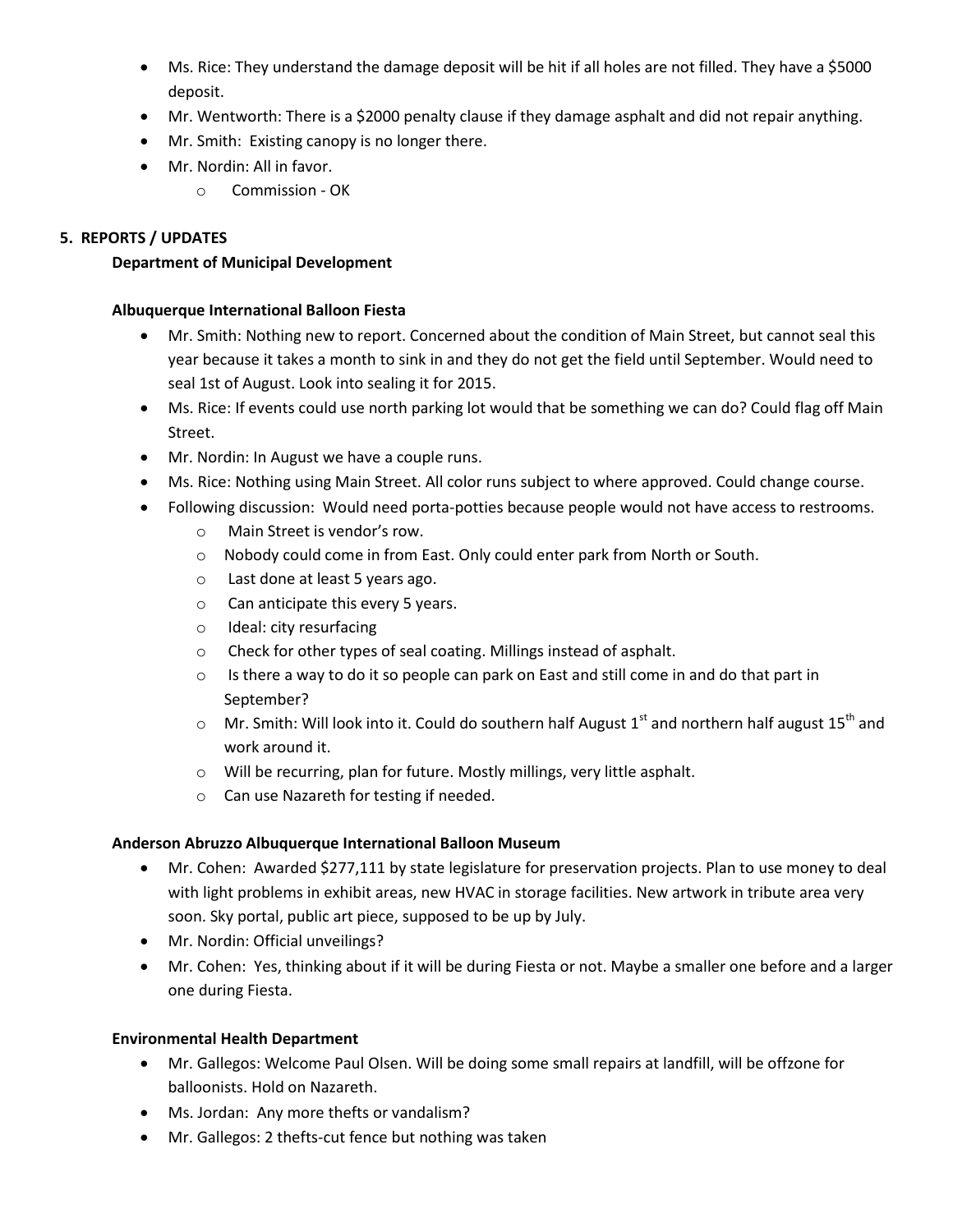- Ms. Rice: They understand the damage deposit will be hit if all holes are not filled. They have a $5000 deposit.
- Mr. Wentworth: There is a $2000 penalty clause if they damage asphalt and did not repair anything.
- Mr. Smith: Existing canopy is no longer there.
- Mr. Nordin: All in favor.
  - Commission - OK

## 5. REPORTS / UPDATES

**Department of Municipal Development**

**Albuquerque International Balloon Fiesta**

- Mr. Smith: Nothing new to report. Concerned about the condition of Main Street, but cannot seal this year because it takes a month to sink in and they do not get the field until September. Would need to seal 1st of August. Look into sealing it for 2015.
- Ms. Rice: If events could use north parking lot would that be something we can do? Could flag off Main Street.
- Mr. Nordin: In August we have a couple runs.
- Ms. Rice: Nothing using Main Street. All color runs subject to where approved. Could change course.
- Following discussion: Would need porta-potties because people would not have access to restrooms.
  - Main Street is vendor's row.
  - Nobody could come in from East. Only could enter park from North or South.
  - Last done at least 5 years ago.
  - Can anticipate this every 5 years.
  - Ideal: city resurfacing
  - Check for other types of seal coating. Millings instead of asphalt.
  - Is there a way to do it so people can park on East and still come in and do that part in September?
  - Mr. Smith: Will look into it. Could do southern half August 1st and northern half august 15th and work around it.
  - Will be recurring, plan for future. Mostly millings, very little asphalt.
  - Can use Nazareth for testing if needed.

**Anderson Abruzzo Albuquerque International Balloon Museum**

- Mr. Cohen: Awarded $277,111 by state legislature for preservation projects. Plan to use money to deal with light problems in exhibit areas, new HVAC in storage facilities. New artwork in tribute area very soon. Sky portal, public art piece, supposed to be up by July.
- Mr. Nordin: Official unveilings?
- Mr. Cohen: Yes, thinking about if it will be during Fiesta or not. Maybe a smaller one before and a larger one during Fiesta.

**Environmental Health Department**

- Mr. Gallegos: Welcome Paul Olsen. Will be doing some small repairs at landfill, will be offzone for balloonists. Hold on Nazareth.
- Ms. Jordan: Any more thefts or vandalism?
- Mr. Gallegos: 2 thefts-cut fence but nothing was taken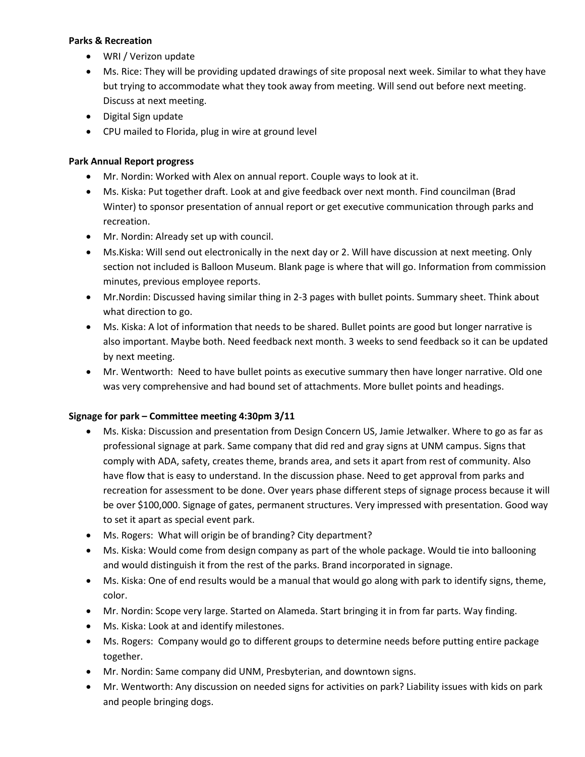**Parks & Recreation**

- WRI / Verizon update
- Ms. Rice: They will be providing updated drawings of site proposal next week. Similar to what they have but trying to accommodate what they took away from meeting. Will send out before next meeting. Discuss at next meeting.
- Digital Sign update
- CPU mailed to Florida, plug in wire at ground level

**Park Annual Report progress**

- Mr. Nordin: Worked with Alex on annual report. Couple ways to look at it.
- Ms. Kiska: Put together draft. Look at and give feedback over next month. Find councilman (Brad Winter) to sponsor presentation of annual report or get executive communication through parks and recreation.
- Mr. Nordin: Already set up with council.
- Ms.Kiska: Will send out electronically in the next day or 2. Will have discussion at next meeting. Only section not included is Balloon Museum. Blank page is where that will go. Information from commission minutes, previous employee reports.
- Mr.Nordin: Discussed having similar thing in 2-3 pages with bullet points. Summary sheet. Think about what direction to go.
- Ms. Kiska: A lot of information that needs to be shared. Bullet points are good but longer narrative is also important. Maybe both. Need feedback next month. 3 weeks to send feedback so it can be updated by next meeting.
- Mr. Wentworth: Need to have bullet points as executive summary then have longer narrative. Old one was very comprehensive and had bound set of attachments. More bullet points and headings.

**Signage for park – Committee meeting 4:30pm 3/11**

- Ms. Kiska: Discussion and presentation from Design Concern US, Jamie Jetwalker. Where to go as far as professional signage at park. Same company that did red and gray signs at UNM campus. Signs that comply with ADA, safety, creates theme, brands area, and sets it apart from rest of community. Also have flow that is easy to understand. In the discussion phase. Need to get approval from parks and recreation for assessment to be done. Over years phase different steps of signage process because it will be over $100,000. Signage of gates, permanent structures. Very impressed with presentation. Good way to set it apart as special event park.
- Ms. Rogers: What will origin be of branding? City department?
- Ms. Kiska: Would come from design company as part of the whole package. Would tie into ballooning and would distinguish it from the rest of the parks. Brand incorporated in signage.
- Ms. Kiska: One of end results would be a manual that would go along with park to identify signs, theme, color.
- Mr. Nordin: Scope very large. Started on Alameda. Start bringing it in from far parts. Way finding.
- Ms. Kiska: Look at and identify milestones.
- Ms. Rogers: Company would go to different groups to determine needs before putting entire package together.
- Mr. Nordin: Same company did UNM, Presbyterian, and downtown signs.
- Mr. Wentworth: Any discussion on needed signs for activities on park? Liability issues with kids on park and people bringing dogs.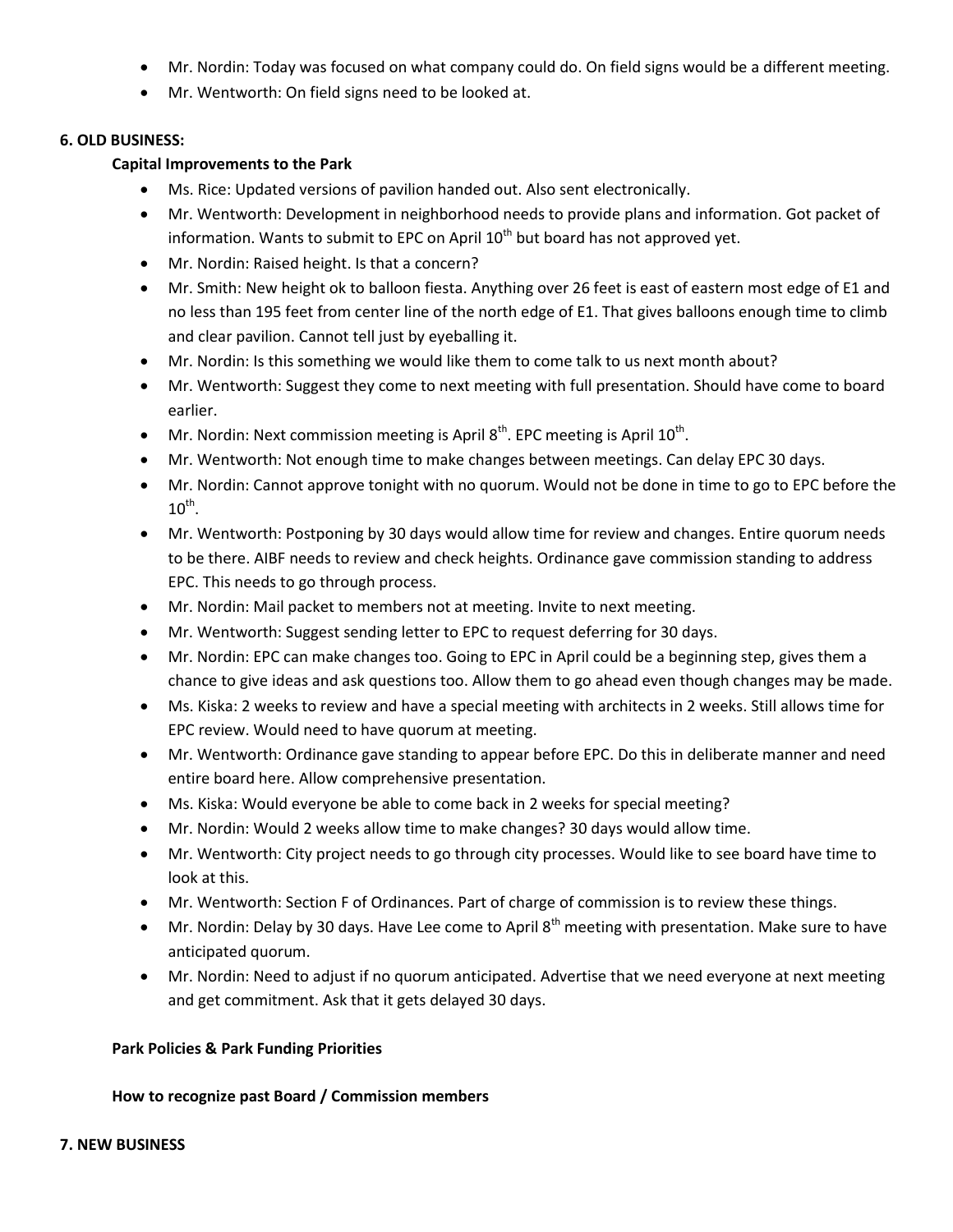- Mr. Nordin: Today was focused on what company could do. On field signs would be a different meeting.
- Mr. Wentworth: On field signs need to be looked at.

**6. OLD BUSINESS:**

**Capital Improvements to the Park**

- Ms. Rice: Updated versions of pavilion handed out. Also sent electronically.
- Mr. Wentworth: Development in neighborhood needs to provide plans and information. Got packet of information. Wants to submit to EPC on April 10th but board has not approved yet.
- Mr. Nordin: Raised height. Is that a concern?
- Mr. Smith: New height ok to balloon fiesta. Anything over 26 feet is east of eastern most edge of E1 and no less than 195 feet from center line of the north edge of E1. That gives balloons enough time to climb and clear pavilion. Cannot tell just by eyeballing it.
- Mr. Nordin: Is this something we would like them to come talk to us next month about?
- Mr. Wentworth: Suggest they come to next meeting with full presentation. Should have come to board earlier.
- Mr. Nordin: Next commission meeting is April 8th. EPC meeting is April 10th.
- Mr. Wentworth: Not enough time to make changes between meetings. Can delay EPC 30 days.
- Mr. Nordin: Cannot approve tonight with no quorum. Would not be done in time to go to EPC before the 10th.
- Mr. Wentworth: Postponing by 30 days would allow time for review and changes. Entire quorum needs to be there. AIBF needs to review and check heights. Ordinance gave commission standing to address EPC. This needs to go through process.
- Mr. Nordin: Mail packet to members not at meeting. Invite to next meeting.
- Mr. Wentworth: Suggest sending letter to EPC to request deferring for 30 days.
- Mr. Nordin: EPC can make changes too. Going to EPC in April could be a beginning step, gives them a chance to give ideas and ask questions too. Allow them to go ahead even though changes may be made.
- Ms. Kiska: 2 weeks to review and have a special meeting with architects in 2 weeks. Still allows time for EPC review. Would need to have quorum at meeting.
- Mr. Wentworth: Ordinance gave standing to appear before EPC. Do this in deliberate manner and need entire board here. Allow comprehensive presentation.
- Ms. Kiska: Would everyone be able to come back in 2 weeks for special meeting?
- Mr. Nordin: Would 2 weeks allow time to make changes? 30 days would allow time.
- Mr. Wentworth: City project needs to go through city processes. Would like to see board have time to look at this.
- Mr. Wentworth: Section F of Ordinances. Part of charge of commission is to review these things.
- Mr. Nordin: Delay by 30 days. Have Lee come to April 8th meeting with presentation. Make sure to have anticipated quorum.
- Mr. Nordin: Need to adjust if no quorum anticipated. Advertise that we need everyone at next meeting and get commitment. Ask that it gets delayed 30 days.

**Park Policies & Park Funding Priorities**

**How to recognize past Board / Commission members**

**7. NEW BUSINESS**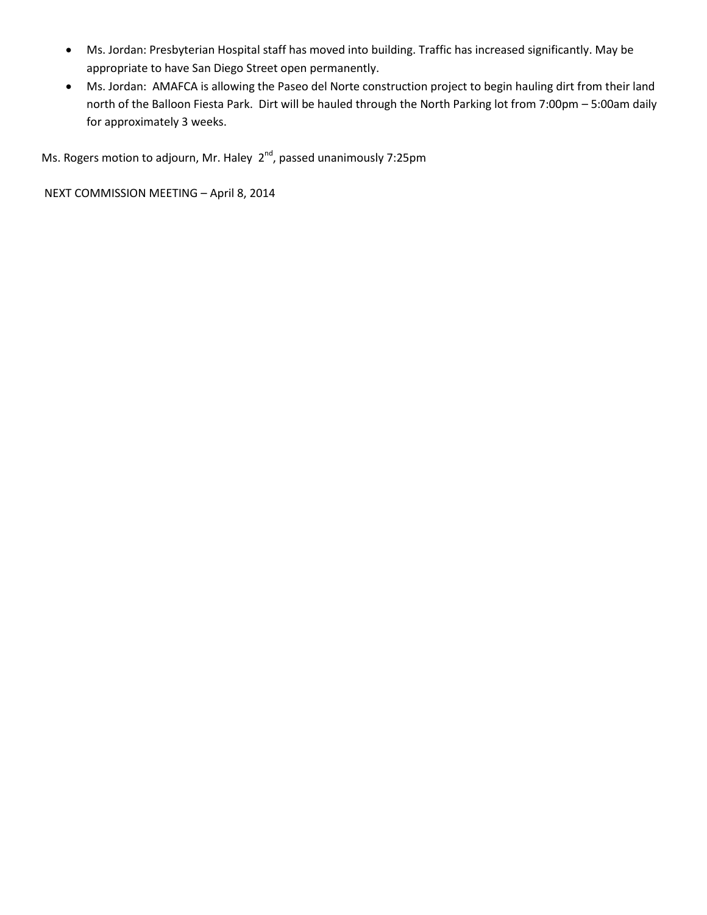- Ms. Jordan: Presbyterian Hospital staff has moved into building. Traffic has increased significantly. May be appropriate to have San Diego Street open permanently.
- Ms. Jordan: AMAFCA is allowing the Paseo del Norte construction project to begin hauling dirt from their land north of the Balloon Fiesta Park. Dirt will be hauled through the North Parking lot from 7:00pm – 5:00am daily for approximately 3 weeks.

Ms. Rogers motion to adjourn, Mr. Haley 2nd, passed unanimously 7:25pm

NEXT COMMISSION MEETING – April 8, 2014